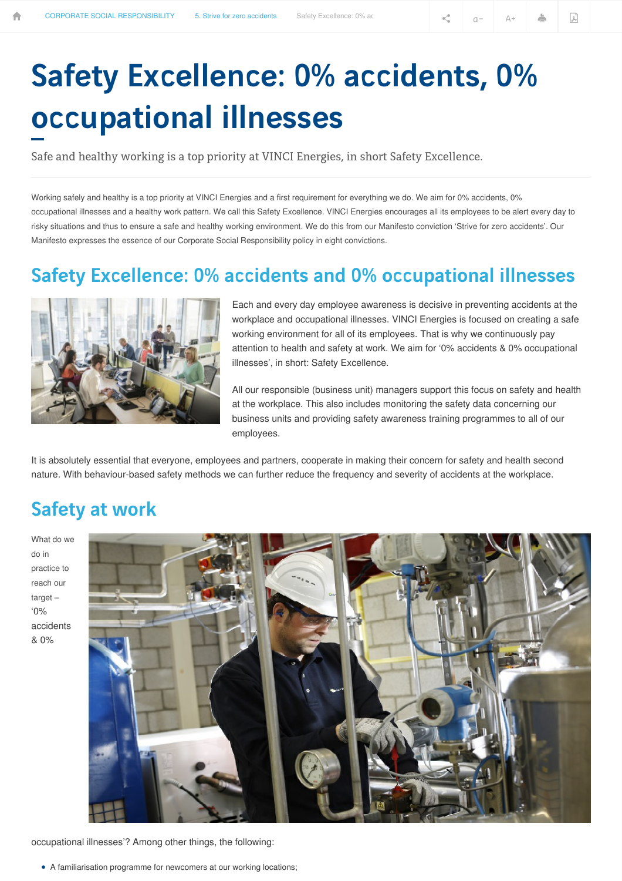# Safety Excellence: 0% accidents, 0% occupational illnesses

Safe and healthy working is a top priority at VINCI Energies, in short Safety Excellence.

Working safely and healthy is a top priority at VINCI Energies and a first requirement for everything we do. We aim for 0% accidents, 0% occupational illnesses and a healthy work pattern. We call this Safety Excellence. VINCI Energies encourages all its employees to be alert every day to risky situations and thus to ensure a safe and healthy working environment. We do this from our Manifesto conviction 'Strive for zero accidents'. Our Manifesto expresses the essence of our Corporate Social Responsibility policy in eight convictions.

## Safety Excellence: 0% accidents and 0% occupational illnesses

Each and every day employee awareness is decisive in preventing accidents at the workplace and occupational illnesses. VINCI Energies is focused on creating a safe working environment for all of its employees. That is why we continuously pay attention to health and safety at work. We aim for '0% accidents & 0% occupational illnesses', in short: Safety Excellence.

All our responsible (business unit) managers support this focus on safety and health at the workplace. This also includes monitoring the safety data concerning our business units and providing safety awareness training programmes to all of our employees.

It is absolutely essential that everyone, employees and partners, cooperate in making their concern for safety and health second nature. With behaviour-based safety methods we can further reduce the frequency and severity of accidents at the workplace.

## Safety at work

What do we do in practice to reach our target – '0% accidents & 0% occupational illnesses'? Among other things, the following:

- A familiarisation programme for newcomers at our working locations;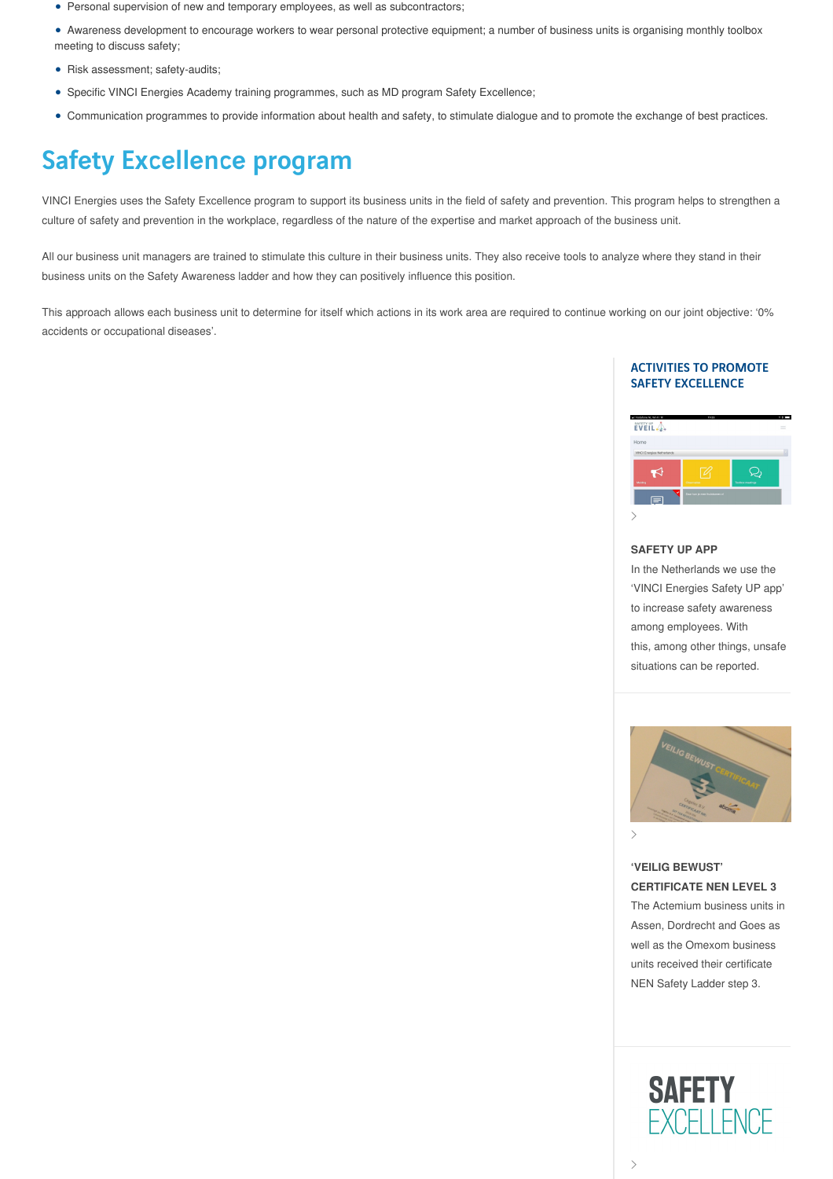- Personal supervision of new and temporary employees, as well as subcontractors;
- Awareness development to encourage workers to wear personal protective equipment; a number of business units is organising monthly toolbox meeting to discuss safety;
- Risk assessment; safety-audits;
- Specific VINCI Energies Academy training programmes, such as MD program Safety Excellence;
- Communication programmes to provide information about health and safety, to stimulate dialogue and to promote the exchange of best practices.

## Safety Excellence program

VINCI Energies uses the Safety Excellence program to support its business units in the field of safety and prevention. This program helps to strengthen a culture of safety and prevention in the workplace, regardless of the nature of the expertise and market approach of the business unit.

All our business unit managers are trained to stimulate this culture in their business units. They also receive tools to analyze where they stand in their business units on the Safety Awareness ladder and how they can positively influence this position.

This approach allows each business unit to determine for itself which actions in its work area are required to continue working on our joint objective: '0% accidents or occupational diseases'.

### ACTIVITIES TO PROMOTE SAFETY EXCELLENCE

**SAFETY UP APP**

In the Netherlands we use the 'VINCI Energies Safety UP app' to increase safety awareness among employees. With this, among other things, unsafe situations can be reported.

**'VEILIG BEWUST' CERTIFICATE NEN LEVEL 3**

The Actemium business units in Assen, Dordrecht and Goes as well as the Omexom business units received their certificate NEN Safety Ladder step 3.

SAFETY EXCELLENCE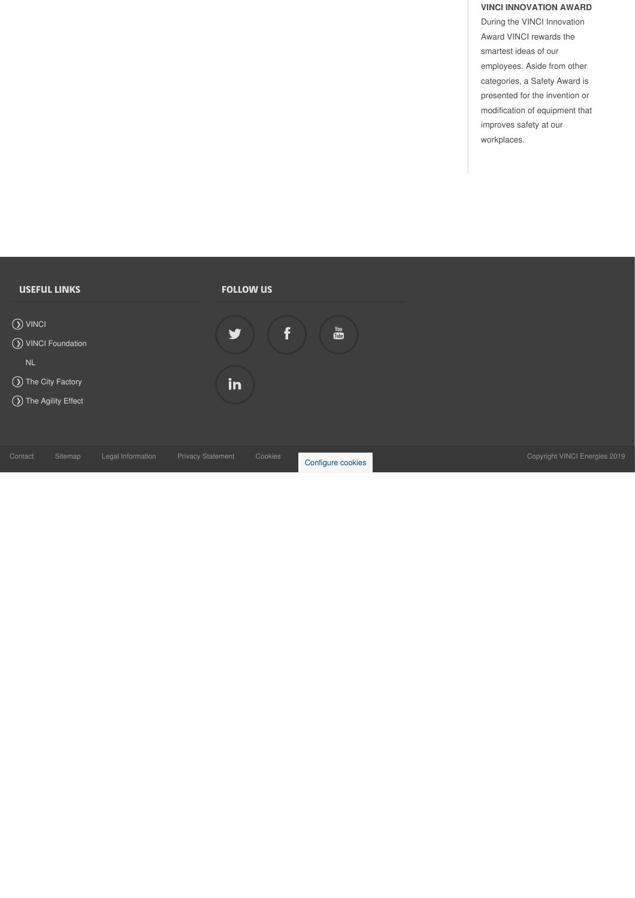**VINCI INNOVATION AWARD**

During the VINCI Innovation Award VINCI rewards the smartest ideas of our employees. Aside from other categories, a Safety Award is presented for the invention or modification of equipment that improves safety at our workplaces.

## USEFUL LINKS

- VINCI
- VINCI Foundation
  NL
- The City Factory
- The Agility Effect

## FOLLOW US

Contact Sitemap Legal Information Privacy Statement Cookies Configure cookies

Copyright VINCI Energies 2019